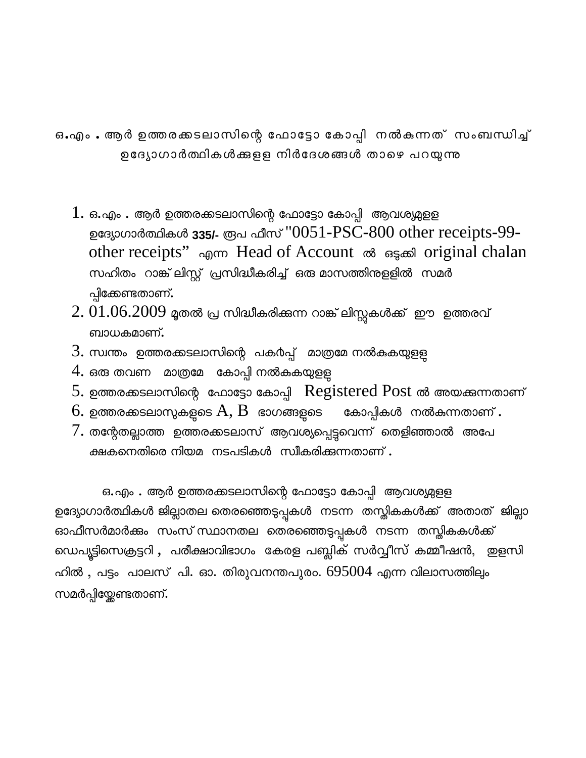ഒ.എം . ആർ ഉത്തരക്കടലാസിന്റെ ഫോട്ടോ കോപ്പി നൽകുന്നത് സംബന്ധിച്ച് ഉദ്യോഗാർത്ഥികൾക്കുളള നിർദേശങ്ങൾ താഴെ പറയുന്നു

1. ഒ.എം . ആർ ഉത്തരക്കടലാസിന്റെ ഫോട്ടോ കോപ്പി ആവശ്യമുളള ഉദ്യോഗാർത്ഥികൾ **335/-** രൂപ ഫീസ് "0051-PSC-800 other receipts-99-other receipts" എന്ന Head of Account ൽ ഒടുക്കി original chalan സഹിതം റാങ്ക് ലിസ്റ്റ് പ്രസിദ്ധീകരിച്ച് ഒരു മാസത്തിനുളളിൽ സമർപ്പിക്കേണ്ടതാണ്.
2. 01.06.2009 മുതൽ പ്ര സിദ്ധീകരിക്കുന്ന റാങ്ക് ലിസ്റ്റുകൾക്ക് ഈ ഉത്തരവ് ബാധകമാണ്.
3. സ്വന്തം ഉത്തരക്കടലാസിന്റെ പകർപ്പ് മാത്രമേ നൽകുകയുളളൂ
4. ഒരു തവണ മാത്രമേ കോപ്പി നൽകുകയുളളൂ
5. ഉത്തരക്കടലാസിന്റെ ഫോട്ടോ കോപ്പി Registered Post ൽ അയക്കുന്നതാണ്
6. ഉത്തരക്കടലാസുകളുടെ A, B ഭാഗങ്ങളുടെ കോപ്പികൾ നൽകുന്നതാണ് .
7. തന്റേതല്ലാത്ത ഉത്തരക്കടലാസ് ആവശ്യപ്പെട്ടുവെന്ന് തെളിഞ്ഞാൽ അപേക്ഷകനെതിരെ നിയമ നടപടികൾ സ്വീകരിക്കുന്നതാണ് .

ഒ.എം . ആർ ഉത്തരക്കടലാസിന്റെ ഫോട്ടോ കോപ്പി ആവശ്യമുളള ഉദ്യോഗാർത്ഥികൾ ജില്ലാതല തെരഞ്ഞെടുപ്പുകൾ നടന്ന തസ്തികകൾക്ക് അതാത് ജില്ലാ ഓഫീസർമാർക്കും സംസ്ഥാനതല തെരഞ്ഞെടുപ്പുകൾ നടന്ന തസ്തികകൾക്ക് ഡെപ്യൂട്ടിസെക്രട്ടറി , പരീക്ഷാവിഭാഗം കേരള പബ്ലിക് സർവ്വീസ് കമ്മീഷൻ, തുളസി ഹിൽ , പട്ടം പാലസ് പി. ഓ. തിരുവനന്തപുരം. 695004 എന്ന വിലാസത്തിലും സമർപ്പിയ്ക്കേണ്ടതാണ്.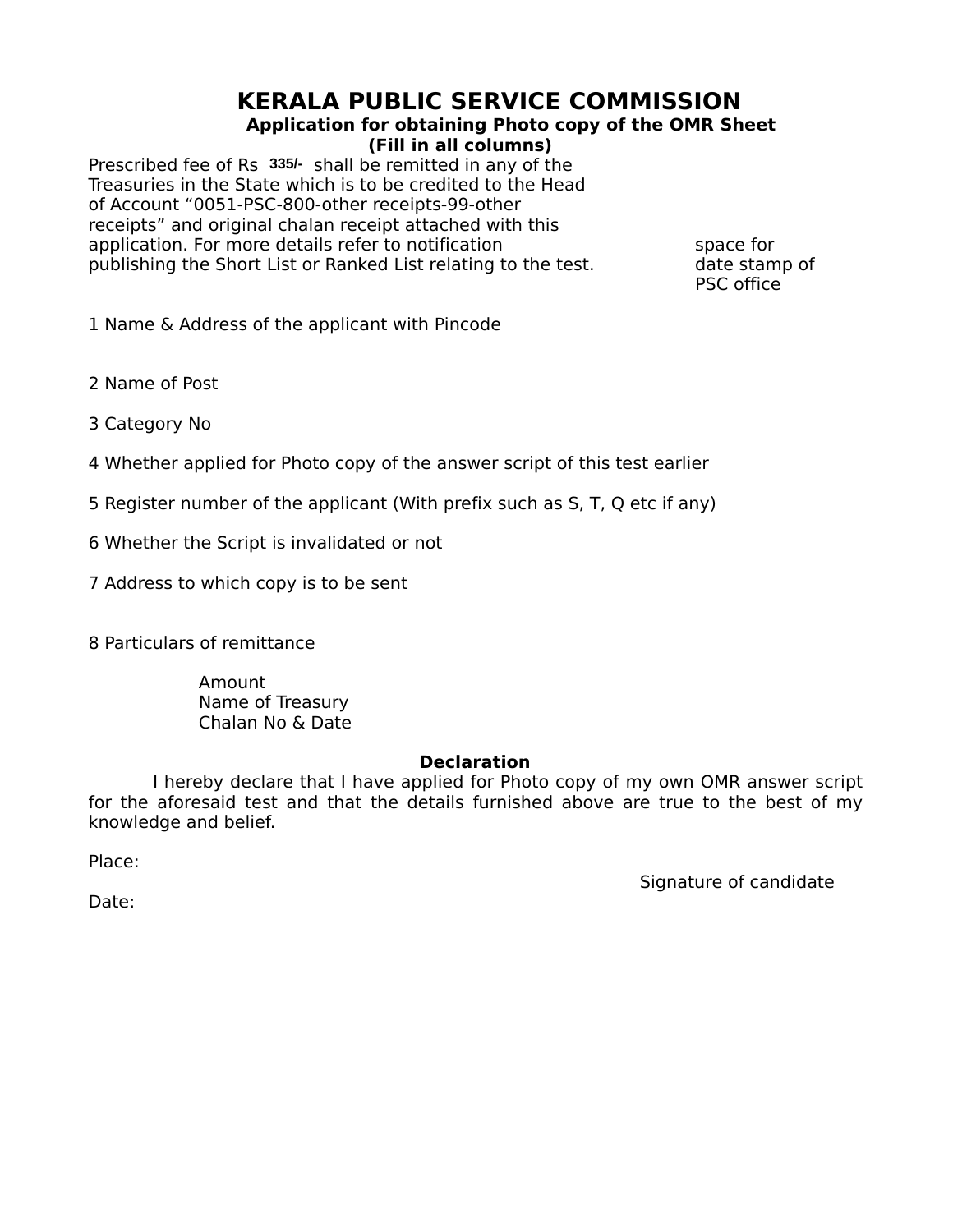# KERALA PUBLIC SERVICE COMMISSION

**Application for obtaining Photo copy of the OMR Sheet**

**(Fill in all columns)**

Prescribed fee of Rs. **335/-** shall be remitted in any of the Treasuries in the State which is to be credited to the Head of Account “0051-PSC-800-other receipts-99-other receipts” and original chalan receipt attached with this application. For more details refer to notification publishing the Short List or Ranked List relating to the test.

space for date stamp of PSC office

1 Name & Address of the applicant with Pincode

2 Name of Post

3 Category No

4 Whether applied for Photo copy of the answer script of this test earlier

5 Register number of the applicant (With prefix such as S, T, Q etc if any)

6 Whether the Script is invalidated or not

7 Address to which copy is to be sent

8 Particulars of remittance

Amount
Name of Treasury
Chalan No & Date

**Declaration**

I hereby declare that I have applied for Photo copy of my own OMR answer script for the aforesaid test and that the details furnished above are true to the best of my knowledge and belief.

Place:

Signature of candidate

Date: